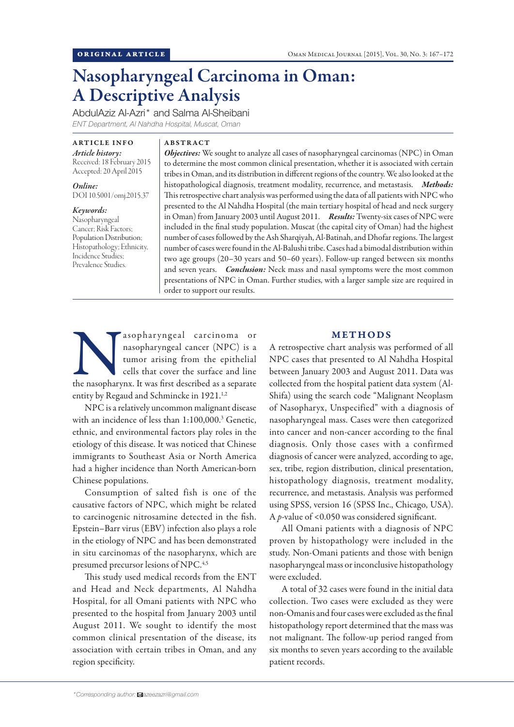ORIGINAL ARTICLE

# Nasopharyngeal Carcinoma in Oman: A Descriptive Analysis

AbdulAziz Al-Azri* and Salma Al-Sheibani

*ENT Department, Al Nahdha Hospital, Muscat, Oman*

**ARTICLE INFO**

*Article history:*
Received: 18 February 2015
Accepted: 20 April 2015

*Online:*
DOI 10.5001/omj.2015.37

*Keywords:*
Nasopharyngeal Cancer; Risk Factors; Population Distribution; Histopathology; Ethnicity, Incidence Studies; Prevalence Studies.

**ABSTRACT**

***Objectives:*** We sought to analyze all cases of nasopharyngeal carcinomas (NPC) in Oman to determine the most common clinical presentation, whether it is associated with certain tribes in Oman, and its distribution in different regions of the country. We also looked at the histopathological diagnosis, treatment modality, recurrence, and metastasis. ***Methods:*** This retrospective chart analysis was performed using the data of all patients with NPC who presented to the Al Nahdha Hospital (the main tertiary hospital of head and neck surgery in Oman) from January 2003 until August 2011. ***Results:*** Twenty-six cases of NPC were included in the final study population. Muscat (the capital city of Oman) had the highest number of cases followed by the Ash Sharqiyah, Al-Batinah, and Dhofar regions. The largest number of cases were found in the Al-Balushi tribe. Cases had a bimodal distribution within two age groups (20–30 years and 50–60 years). Follow-up ranged between six months and seven years. ***Conclusion:*** Neck mass and nasal symptoms were the most common presentations of NPC in Oman. Further studies, with a larger sample size are required in order to support our results.

Nasopharyngeal carcinoma or nasopharyngeal cancer (NPC) is a tumor arising from the epithelial cells that cover the surface and line the nasopharynx. It was first described as a separate entity by Regaud and Schmincke in 1921.[1,2]

NPC is a relatively uncommon malignant disease with an incidence of less than 1:100,000.[3] Genetic, ethnic, and environmental factors play roles in the etiology of this disease. It was noticed that Chinese immigrants to Southeast Asia or North America had a higher incidence than North American-born Chinese populations.

Consumption of salted fish is one of the causative factors of NPC, which might be related to carcinogenic nitrosamine detected in the fish. Epstein–Barr virus (EBV) infection also plays a role in the etiology of NPC and has been demonstrated in situ carcinomas of the nasopharynx, which are presumed precursor lesions of NPC.[4,5]

This study used medical records from the ENT and Head and Neck departments, Al Nahdha Hospital, for all Omani patients with NPC who presented to the hospital from January 2003 until August 2011. We sought to identify the most common clinical presentation of the disease, its association with certain tribes in Oman, and any region specificity.

## METHODS

A retrospective chart analysis was performed of all NPC cases that presented to Al Nahdha Hospital between January 2003 and August 2011. Data was collected from the hospital patient data system (Al-Shifa) using the search code "Malignant Neoplasm of Nasopharyx, Unspecified" with a diagnosis of nasopharyngeal mass. Cases were then categorized into cancer and non-cancer according to the final diagnosis. Only those cases with a confirmed diagnosis of cancer were analyzed, according to age, sex, tribe, region distribution, clinical presentation, histopathology diagnosis, treatment modality, recurrence, and metastasis. Analysis was performed using SPSS, version 16 (SPSS Inc., Chicago, USA). A $p$-value of <0.050 was considered significant.

All Omani patients with a diagnosis of NPC proven by histopathology were included in the study. Non-Omani patients and those with benign nasopharyngeal mass or inconclusive histopathology were excluded.

A total of 32 cases were found in the initial data collection. Two cases were excluded as they were non-Omanis and four cases were excluded as the final histopathology report determined that the mass was not malignant. The follow-up period ranged from six months to seven years according to the available patient records.

*Corresponding author: azeezazri@gmail.com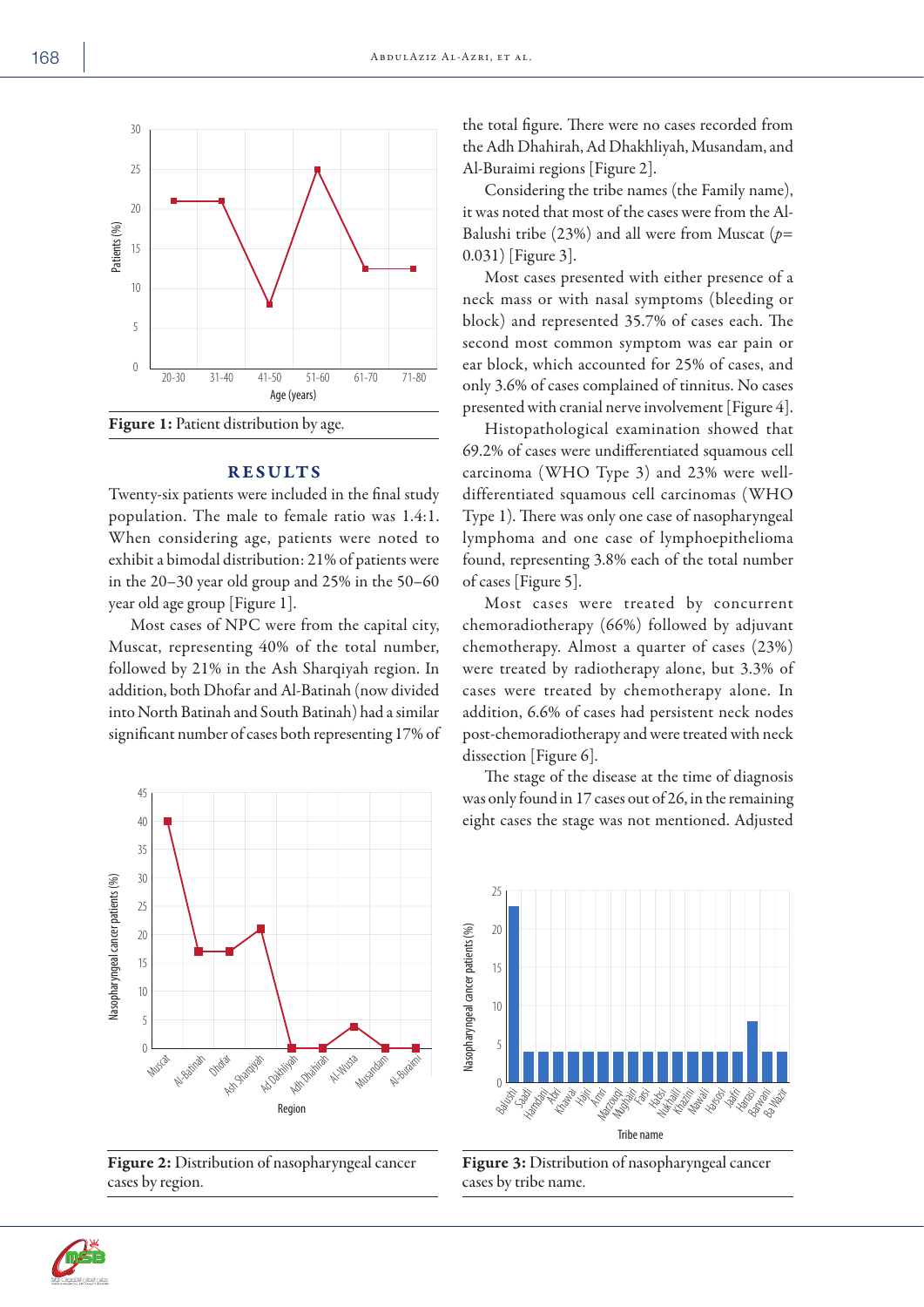Figure 1: Patient distribution by age.

## RESULTS

Twenty-six patients were included in the final study population. The male to female ratio was 1.4:1. When considering age, patients were noted to exhibit a bimodal distribution: 21% of patients were in the 20–30 year old group and 25% in the 50–60 year old age group [Figure 1].

Most cases of NPC were from the capital city, Muscat, representing 40% of the total number, followed by 21% in the Ash Sharqiyah region. In addition, both Dhofar and Al-Batinah (now divided into North Batinah and South Batinah) had a similar significant number of cases both representing 17% of the total figure. There were no cases recorded from the Adh Dhahirah, Ad Dhakhliyah, Musandam, and Al-Buraimi regions [Figure 2].

Considering the tribe names (the Family name), it was noted that most of the cases were from the Al-Balushi tribe (23%) and all were from Muscat ($p$= 0.031) [Figure 3].

Most cases presented with either presence of a neck mass or with nasal symptoms (bleeding or block) and represented 35.7% of cases each. The second most common symptom was ear pain or ear block, which accounted for 25% of cases, and only 3.6% of cases complained of tinnitus. No cases presented with cranial nerve involvement [Figure 4].

Histopathological examination showed that 69.2% of cases were undifferentiated squamous cell carcinoma (WHO Type 3) and 23% were well-differentiated squamous cell carcinomas (WHO Type 1). There was only one case of nasopharyngeal lymphoma and one case of lymphoepithelioma found, representing 3.8% each of the total number of cases [Figure 5].

Most cases were treated by concurrent chemoradiotherapy (66%) followed by adjuvant chemotherapy. Almost a quarter of cases (23%) were treated by radiotherapy alone, but 3.3% of cases were treated by chemotherapy alone. In addition, 6.6% of cases had persistent neck nodes post-chemoradiotherapy and were treated with neck dissection [Figure 6].

The stage of the disease at the time of diagnosis was only found in 17 cases out of 26, in the remaining eight cases the stage was not mentioned. Adjusted

Figure 2: Distribution of nasopharyngeal cancer cases by region.

Figure 3: Distribution of nasopharyngeal cancer cases by tribe name.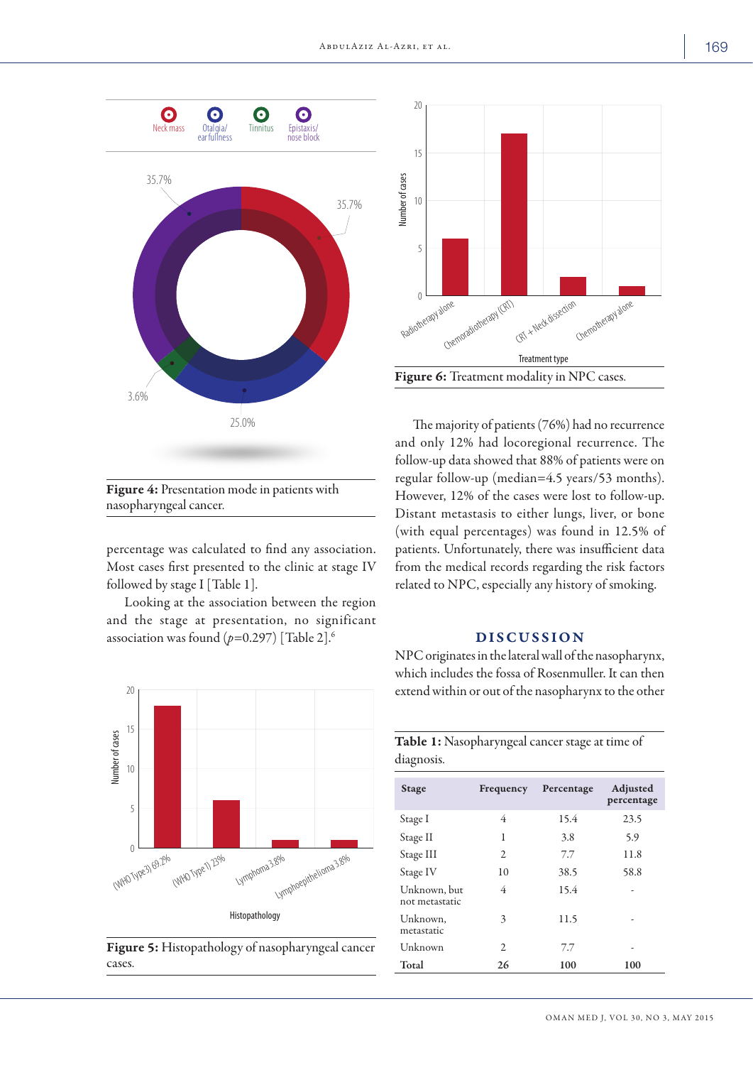Figure 4: Presentation mode in patients with nasopharyngeal cancer.

percentage was calculated to find any association. Most cases first presented to the clinic at stage IV followed by stage I [Table 1].

Looking at the association between the region and the stage at presentation, no significant association was found ($p$=0.297) [Table 2].[6]

Figure 5: Histopathology of nasopharyngeal cancer cases.

Figure 6: Treatment modality in NPC cases.

The majority of patients (76%) had no recurrence and only 12% had locoregional recurrence. The follow-up data showed that 88% of patients were on regular follow-up (median=4.5 years/53 months). However, 12% of the cases were lost to follow-up. Distant metastasis to either lungs, liver, or bone (with equal percentages) was found in 12.5% of patients. Unfortunately, there was insufficient data from the medical records regarding the risk factors related to NPC, especially any history of smoking.

## DISCUSSION

NPC originates in the lateral wall of the nasopharynx, which includes the fossa of Rosenmuller. It can then extend within or out of the nasopharynx to the other

**Table 1:** Nasopharyngeal cancer stage at time of diagnosis.

| Stage | Frequency | Percentage | Adjusted percentage |
|---|---|---|---|
| Stage I | 4 | 15.4 | 23.5 |
| Stage II | 1 | 3.8 | 5.9 |
| Stage III | 2 | 7.7 | 11.8 |
| Stage IV | 10 | 38.5 | 58.8 |
| Unknown, but not metastatic | 4 | 15.4 | - |
| Unknown, metastatic | 3 | 11.5 | - |
| Unknown | 2 | 7.7 | - |
| **Total** | **26** | **100** | **100** |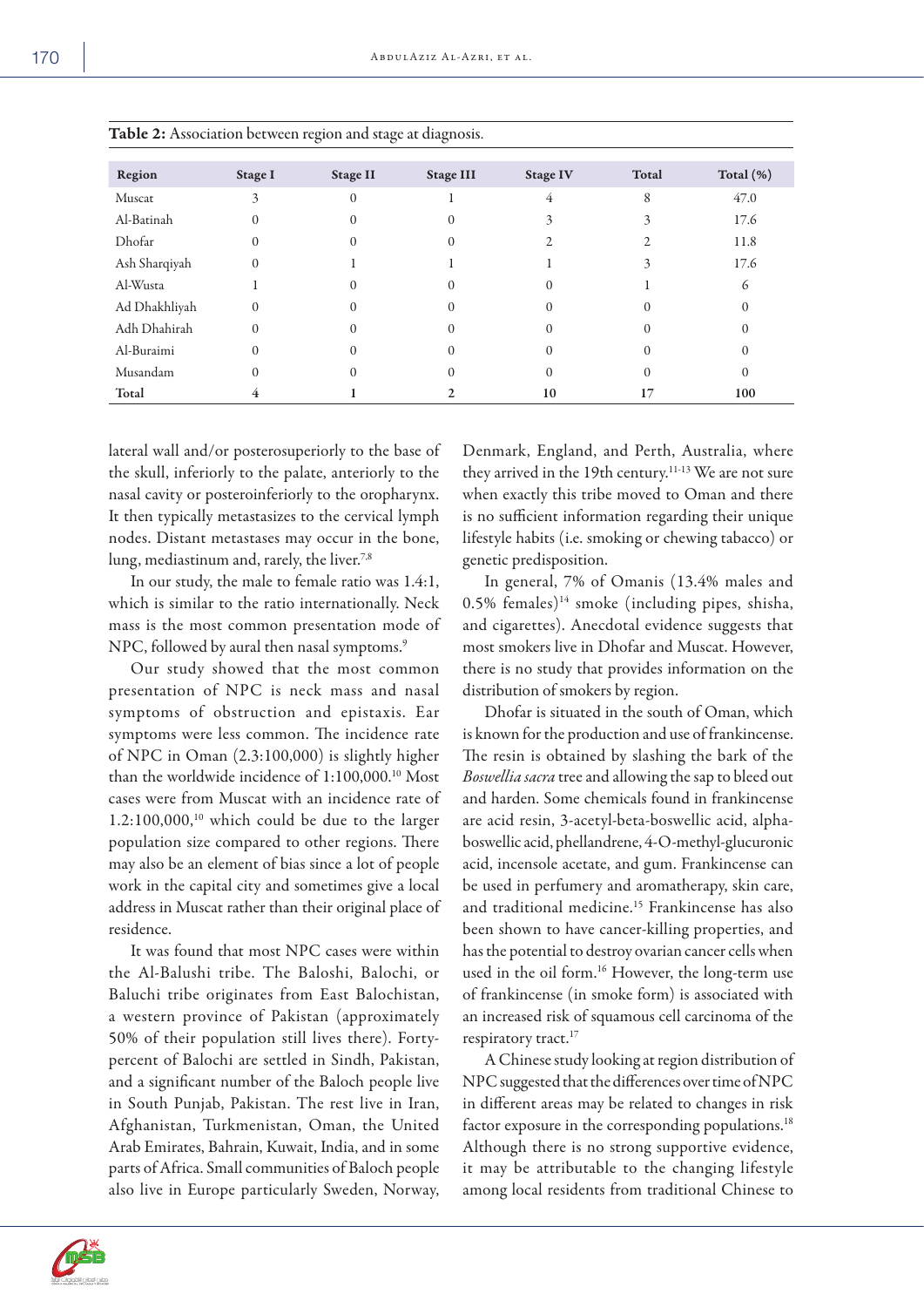**Table 2:** Association between region and stage at diagnosis.

| Region | Stage I | Stage II | Stage III | Stage IV | Total | Total (%) |
|---|---|---|---|---|---|---|
| Muscat | 3 | 0 | 1 | 4 | 8 | 47.0 |
| Al-Batinah | 0 | 0 | 0 | 3 | 3 | 17.6 |
| Dhofar | 0 | 0 | 0 | 2 | 2 | 11.8 |
| Ash Sharqiyah | 0 | 1 | 1 | 1 | 3 | 17.6 |
| Al-Wusta | 1 | 0 | 0 | 0 | 1 | 6 |
| Ad Dhakhliyah | 0 | 0 | 0 | 0 | 0 | 0 |
| Adh Dhahirah | 0 | 0 | 0 | 0 | 0 | 0 |
| Al-Buraimi | 0 | 0 | 0 | 0 | 0 | 0 |
| Musandam | 0 | 0 | 0 | 0 | 0 | 0 |
| **Total** | **4** | **1** | **2** | **10** | **17** | **100** |

lateral wall and/or posterosuperiorly to the base of the skull, inferiorly to the palate, anteriorly to the nasal cavity or posteroinferiorly to the oropharynx. It then typically metastasizes to the cervical lymph nodes. Distant metastases may occur in the bone, lung, mediastinum and, rarely, the liver.[7,8]

In our study, the male to female ratio was 1.4:1, which is similar to the ratio internationally. Neck mass is the most common presentation mode of NPC, followed by aural then nasal symptoms.[9]

Our study showed that the most common presentation of NPC is neck mass and nasal symptoms of obstruction and epistaxis. Ear symptoms were less common. The incidence rate of NPC in Oman (2.3:100,000) is slightly higher than the worldwide incidence of 1:100,000.[10] Most cases were from Muscat with an incidence rate of 1.2:100,000,[10] which could be due to the larger population size compared to other regions. There may also be an element of bias since a lot of people work in the capital city and sometimes give a local address in Muscat rather than their original place of residence.

It was found that most NPC cases were within the Al-Balushi tribe. The Baloshi, Balochi, or Baluchi tribe originates from East Balochistan, a western province of Pakistan (approximately 50% of their population still lives there). Forty-percent of Balochi are settled in Sindh, Pakistan, and a significant number of the Baloch people live in South Punjab, Pakistan. The rest live in Iran, Afghanistan, Turkmenistan, Oman, the United Arab Emirates, Bahrain, Kuwait, India, and in some parts of Africa. Small communities of Baloch people also live in Europe particularly Sweden, Norway, Denmark, England, and Perth, Australia, where they arrived in the 19th century.[11-13] We are not sure when exactly this tribe moved to Oman and there is no sufficient information regarding their unique lifestyle habits (i.e. smoking or chewing tabacco) or genetic predisposition.

In general, 7% of Omanis (13.4% males and 0.5% females)[14] smoke (including pipes, shisha, and cigarettes). Anecdotal evidence suggests that most smokers live in Dhofar and Muscat. However, there is no study that provides information on the distribution of smokers by region.

Dhofar is situated in the south of Oman, which is known for the production and use of frankincense. The resin is obtained by slashing the bark of the *Boswellia sacra* tree and allowing the sap to bleed out and harden. Some chemicals found in frankincense are acid resin, 3-acetyl-beta-boswellic acid, alpha-boswellic acid, phellandrene, 4-O-methyl-glucuronic acid, incensole acetate, and gum. Frankincense can be used in perfumery and aromatherapy, skin care, and traditional medicine.[15] Frankincense has also been shown to have cancer-killing properties, and has the potential to destroy ovarian cancer cells when used in the oil form.[16] However, the long-term use of frankincense (in smoke form) is associated with an increased risk of squamous cell carcinoma of the respiratory tract.[17]

A Chinese study looking at region distribution of NPC suggested that the differences over time of NPC in different areas may be related to changes in risk factor exposure in the corresponding populations.[18] Although there is no strong supportive evidence, it may be attributable to the changing lifestyle among local residents from traditional Chinese to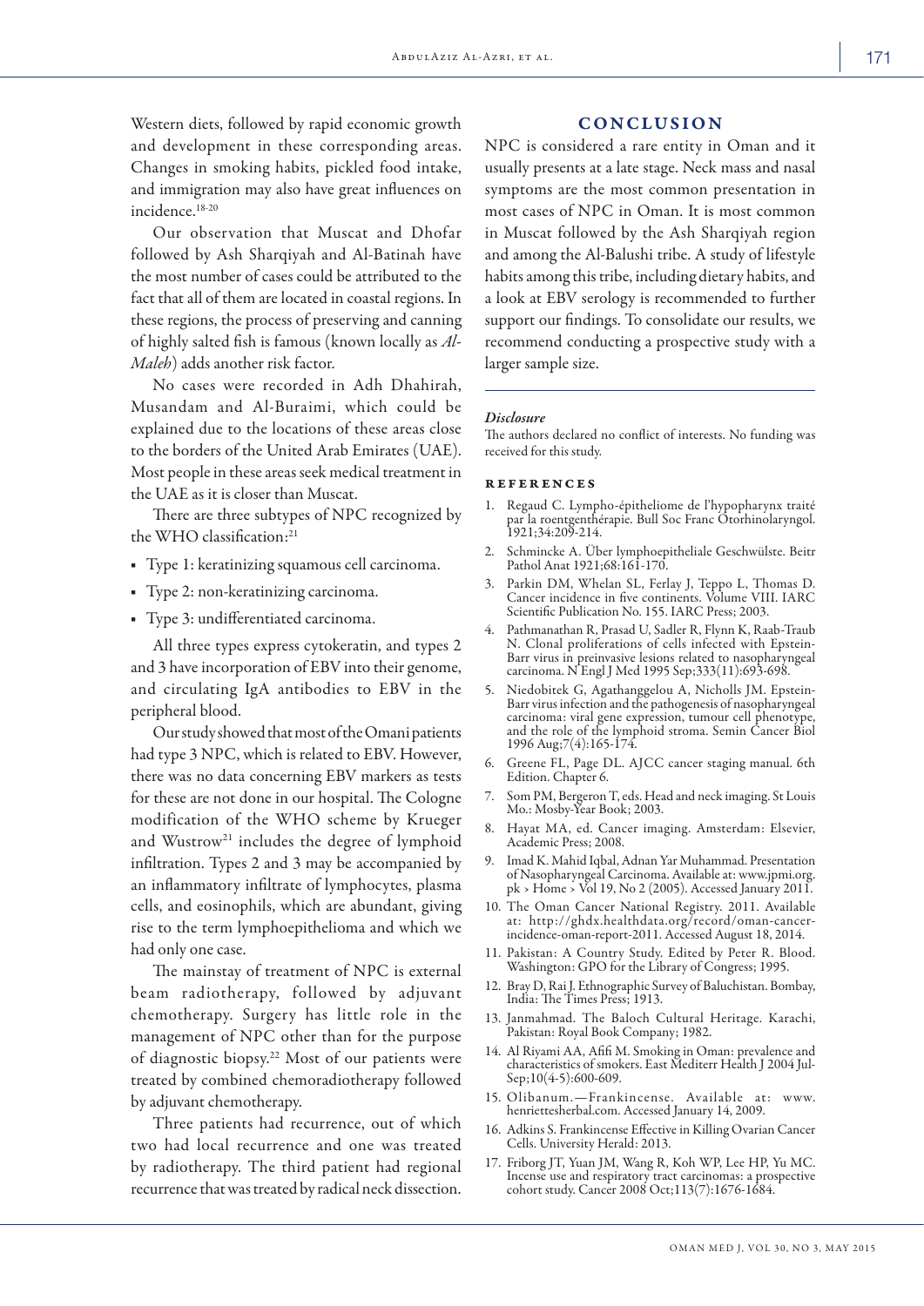Western diets, followed by rapid economic growth and development in these corresponding areas. Changes in smoking habits, pickled food intake, and immigration may also have great influences on incidence.[18-20]

Our observation that Muscat and Dhofar followed by Ash Sharqiyah and Al-Batinah have the most number of cases could be attributed to the fact that all of them are located in coastal regions. In these regions, the process of preserving and canning of highly salted fish is famous (known locally as *Al-Maleh*) adds another risk factor.

No cases were recorded in Adh Dhahirah, Musandam and Al-Buraimi, which could be explained due to the locations of these areas close to the borders of the United Arab Emirates (UAE). Most people in these areas seek medical treatment in the UAE as it is closer than Muscat.

There are three subtypes of NPC recognized by the WHO classification:[21]

- Type 1: keratinizing squamous cell carcinoma.
- Type 2: non-keratinizing carcinoma.
- Type 3: undifferentiated carcinoma.

All three types express cytokeratin, and types 2 and 3 have incorporation of EBV into their genome, and circulating IgA antibodies to EBV in the peripheral blood.

Our study showed that most of the Omani patients had type 3 NPC, which is related to EBV. However, there was no data concerning EBV markers as tests for these are not done in our hospital. The Cologne modification of the WHO scheme by Krueger and Wustrow[21] includes the degree of lymphoid infiltration. Types 2 and 3 may be accompanied by an inflammatory infiltrate of lymphocytes, plasma cells, and eosinophils, which are abundant, giving rise to the term lymphoepithelioma and which we had only one case.

The mainstay of treatment of NPC is external beam radiotherapy, followed by adjuvant chemotherapy. Surgery has little role in the management of NPC other than for the purpose of diagnostic biopsy.[22] Most of our patients were treated by combined chemoradiotherapy followed by adjuvant chemotherapy.

Three patients had recurrence, out of which two had local recurrence and one was treated by radiotherapy. The third patient had regional recurrence that was treated by radical neck dissection.

## CONCLUSION

NPC is considered a rare entity in Oman and it usually presents at a late stage. Neck mass and nasal symptoms are the most common presentation in most cases of NPC in Oman. It is most common in Muscat followed by the Ash Sharqiyah region and among the Al-Balushi tribe. A study of lifestyle habits among this tribe, including dietary habits, and a look at EBV serology is recommended to further support our findings. To consolidate our results, we recommend conducting a prospective study with a larger sample size.

### *Disclosure*

The authors declared no conflict of interests. No funding was received for this study.

## REFERENCES

1. Regaud C. Lympho-épitheliome de l'hypopharynx traité par la roentgenthérapie. Bull Soc Franc Otorhinolaryngol. 1921;34:209-214.
2. Schmincke A. Über lymphoepitheliale Geschwülste. Beitr Pathol Anat 1921;68:161-170.
3. Parkin DM, Whelan SL, Ferlay J, Teppo L, Thomas D. Cancer incidence in five continents. Volume VIII. IARC Scientific Publication No. 155. IARC Press; 2003.
4. Pathmanathan R, Prasad U, Sadler R, Flynn K, Raab-Traub N. Clonal proliferations of cells infected with Epstein-Barr virus in preinvasive lesions related to nasopharyngeal carcinoma. N Engl J Med 1995 Sep;333(11):693-698.
5. Niedobitek G, Agathanggelou A, Nicholls JM. Epstein-Barr virus infection and the pathogenesis of nasopharyngeal carcinoma: viral gene expression, tumour cell phenotype, and the role of the lymphoid stroma. Semin Cancer Biol 1996 Aug;7(4):165-174.
6. Greene FL, Page DL. AJCC cancer staging manual. 6th Edition. Chapter 6.
7. Som PM, Bergeron T, eds. Head and neck imaging. St Louis Mo.: Mosby-Year Book; 2003.
8. Hayat MA, ed. Cancer imaging. Amsterdam: Elsevier, Academic Press; 2008.
9. Imad K. Mahid Iqbal, Adnan Yar Muhammad. Presentation of Nasopharyngeal Carcinoma. Available at: www.jpmi.org.pk > Home > Vol 19, No 2 (2005). Accessed January 2011.
10. The Oman Cancer National Registry. 2011. Available at: http://ghdx.healthdata.org/record/oman-cancer-incidence-oman-report-2011. Accessed August 18, 2014.
11. Pakistan: A Country Study. Edited by Peter R. Blood. Washington: GPO for the Library of Congress; 1995.
12. Bray D, Rai J. Ethnographic Survey of Baluchistan. Bombay, India: The Times Press; 1913.
13. Janmahmad. The Baloch Cultural Heritage. Karachi, Pakistan: Royal Book Company; 1982.
14. Al Riyami AA, Afifi M. Smoking in Oman: prevalence and characteristics of smokers. East Mediterr Health J 2004 Jul-Sep;10(4-5):600-609.
15. Olibanum.—Frankincense. Available at: www.henriettesherbal.com. Accessed January 14, 2009.
16. Adkins S. Frankincense Effective in Killing Ovarian Cancer Cells. University Herald: 2013.
17. Friborg JT, Yuan JM, Wang R, Koh WP, Lee HP, Yu MC. Incense use and respiratory tract carcinomas: a prospective cohort study. Cancer 2008 Oct;113(7):1676-1684.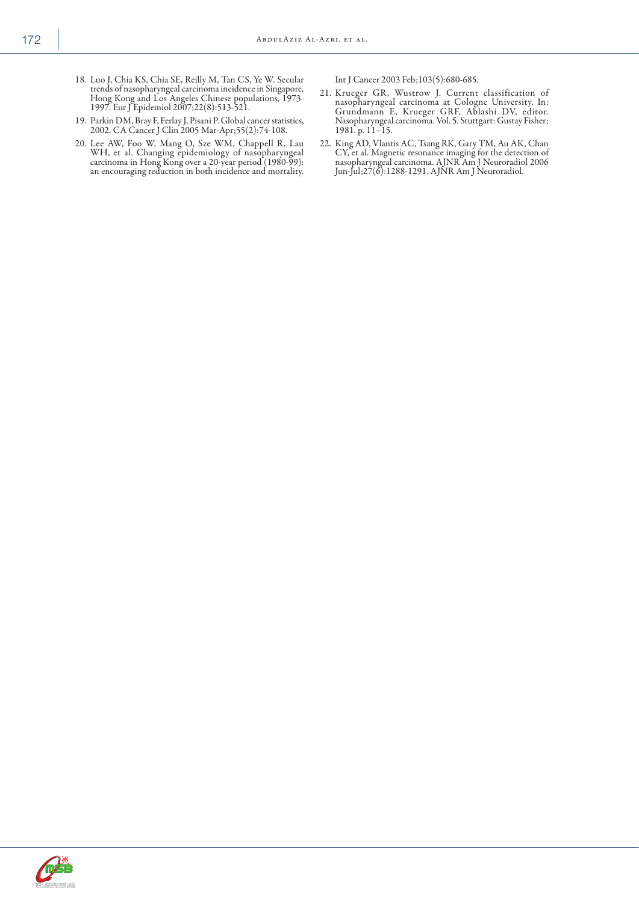18. Luo J, Chia KS, Chia SE, Reilly M, Tan CS, Ye W. Secular trends of nasopharyngeal carcinoma incidence in Singapore, Hong Kong and Los Angeles Chinese populations, 1973-1997. Eur J Epidemiol 2007;22(8):513-521.
19. Parkin DM, Bray F, Ferlay J, Pisani P. Global cancer statistics, 2002. CA Cancer J Clin 2005 Mar-Apr;55(2):74-108.
20. Lee AW, Foo W, Mang O, Sze WM, Chappell R, Lau WH, et al. Changing epidemiology of nasopharyngeal carcinoma in Hong Kong over a 20-year period (1980-99): an encouraging reduction in both incidence and mortality. Int J Cancer 2003 Feb;103(5):680-685.
21. Krueger GR, Wustrow J. Current classification of nasopharyngeal carcinoma at Cologne University. In: Grundmann E, Krueger GRF, Ablashi DV, editor. Nasopharyngeal carcinoma. Vol. 5. Stuttgart: Gustay Fisher; 1981. p. 11–15.
22. King AD, Vlantis AC, Tsang RK, Gary TM, Au AK, Chan CY, et al. Magnetic resonance imaging for the detection of nasopharyngeal carcinoma. AJNR Am J Neuroradiol 2006 Jun-Jul;27(6):1288-1291. AJNR Am J Neuroradiol.